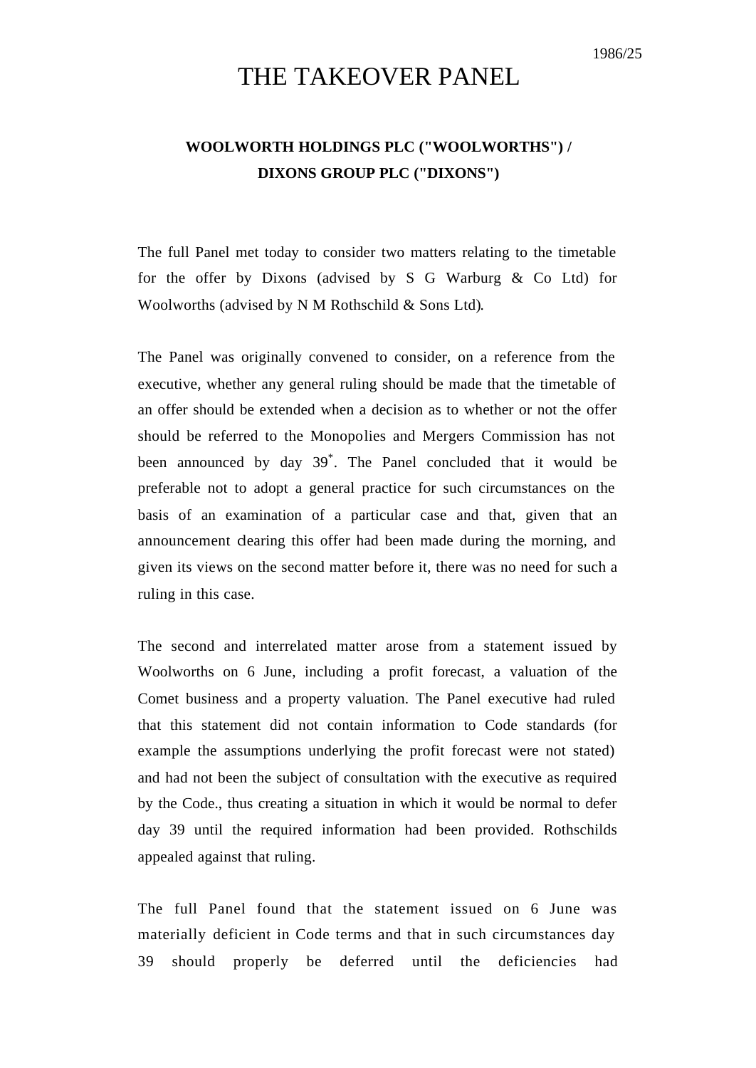1986/25

# THE TAKEOVER PANEL

## WOOLWORTH HOLDINGS PLC ("WOOLWORTHS") / DIXONS GROUP PLC ("DIXONS")

The full Panel met today to consider two matters relating to the timetable for the offer by Dixons (advised by S G Warburg & Co Ltd) for Woolworths (advised by N M Rothschild & Sons Ltd).

The Panel was originally convened to consider, on a reference from the executive, whether any general ruling should be made that the timetable of an offer should be extended when a decision as to whether or not the offer should be referred to the Monopolies and Mergers Commission has not been announced by day 39*. The Panel concluded that it would be preferable not to adopt a general practice for such circumstances on the basis of an examination of a particular case and that, given that an announcement clearing this offer had been made during the morning, and given its views on the second matter before it, there was no need for such a ruling in this case.

The second and interrelated matter arose from a statement issued by Woolworths on 6 June, including a profit forecast, a valuation of the Comet business and a property valuation. The Panel executive had ruled that this statement did not contain information to Code standards (for example the assumptions underlying the profit forecast were not stated) and had not been the subject of consultation with the executive as required by the Code., thus creating a situation in which it would be normal to defer day 39 until the required information had been provided. Rothschilds appealed against that ruling.

The full Panel found that the statement issued on 6 June was materially deficient in Code terms and that in such circumstances day 39 should properly be deferred until the deficiencies had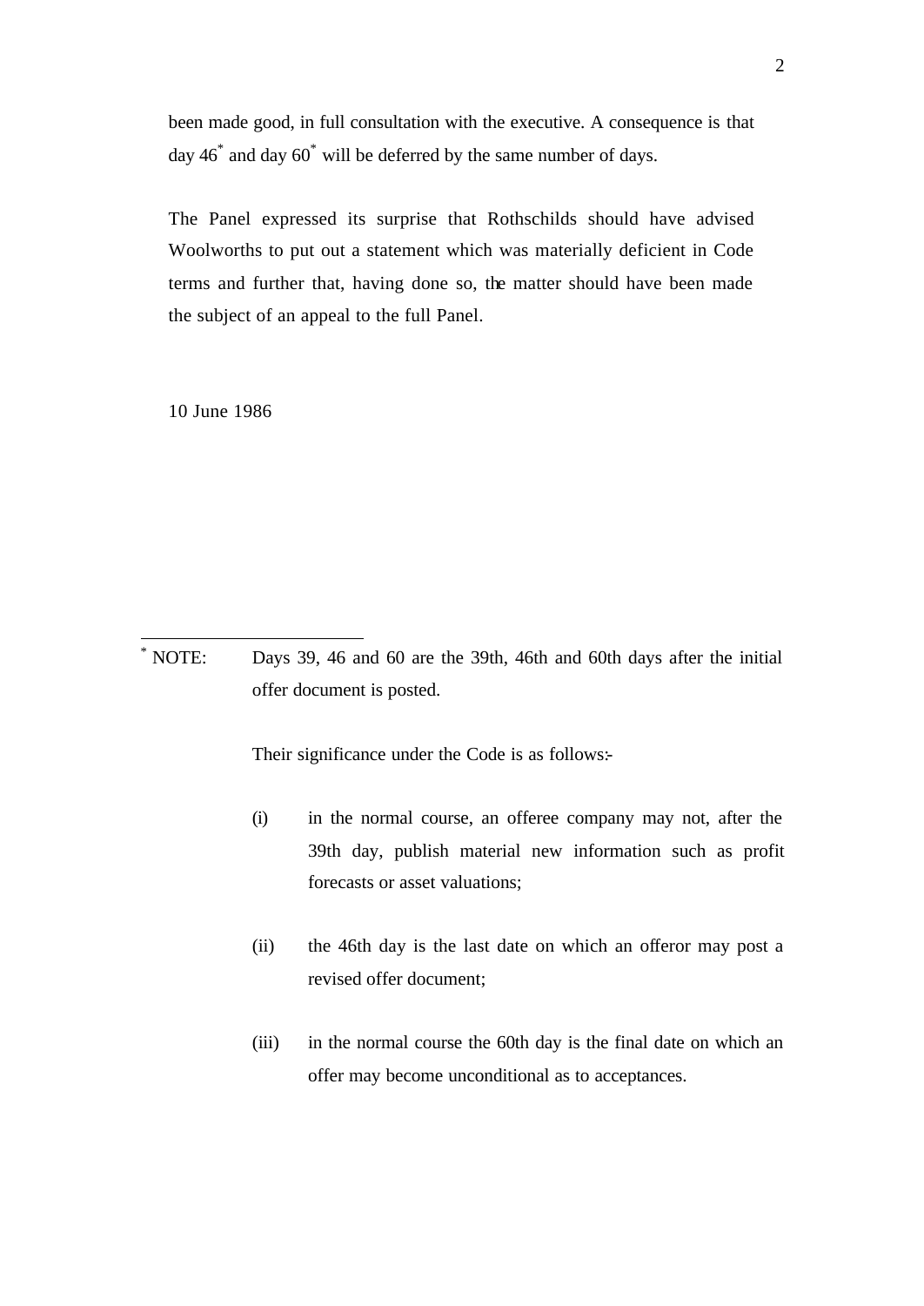been made good, in full consultation with the executive. A consequence is that day 46* and day 60* will be deferred by the same number of days.

The Panel expressed its surprise that Rothschilds should have advised Woolworths to put out a statement which was materially deficient in Code terms and further that, having done so, the matter should have been made the subject of an appeal to the full Panel.

10 June 1986

---

* NOTE: Days 39, 46 and 60 are the 39th, 46th and 60th days after the initial offer document is posted.

Their significance under the Code is as follows:-

(i) in the normal course, an offeree company may not, after the 39th day, publish material new information such as profit forecasts or asset valuations;

(ii) the 46th day is the last date on which an offeror may post a revised offer document;

(iii) in the normal course the 60th day is the final date on which an offer may become unconditional as to acceptances.